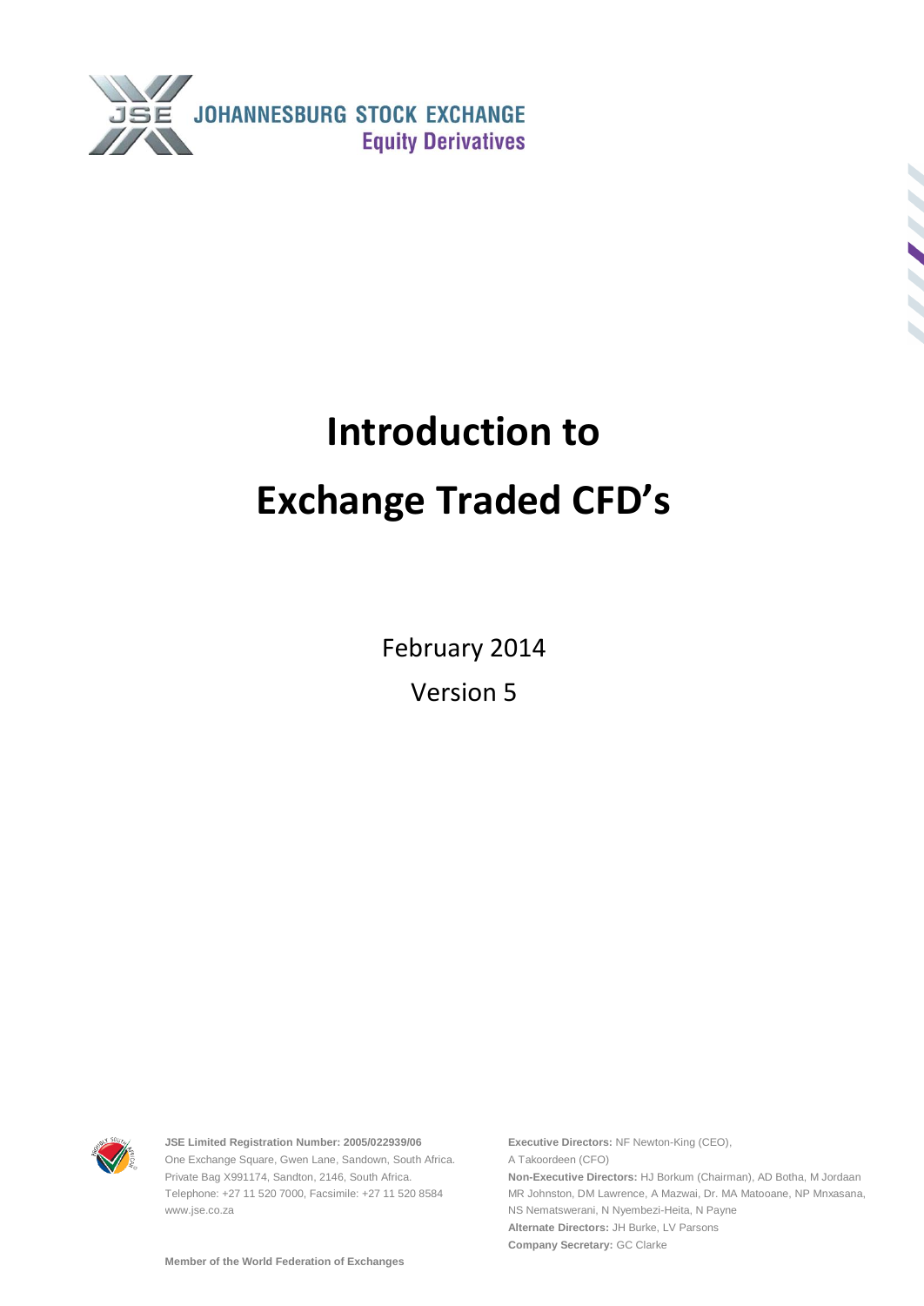JOHANNESBURG STOCK EXCHANGE
Equity Derivatives

# Introduction to Exchange Traded CFD's

February 2014

Version 5

**JSE Limited Registration Number: 2005/022939/06**
One Exchange Square, Gwen Lane, Sandown, South Africa.
Private Bag X991174, Sandton, 2146, South Africa.
Telephone: +27 11 520 7000, Facsimile: +27 11 520 8584
www.jse.co.za

**Member of the World Federation of Exchanges**

**Executive Directors:** NF Newton-King (CEO), A Takoordeen (CFO)
**Non-Executive Directors:** HJ Borkum (Chairman), AD Botha, M Jordaan MR Johnston, DM Lawrence, A Mazwai, Dr. MA Matooane, NP Mnxasana, NS Nematswerani, N Nyembezi-Heita, N Payne
**Alternate Directors:** JH Burke, LV Parsons
**Company Secretary:** GC Clarke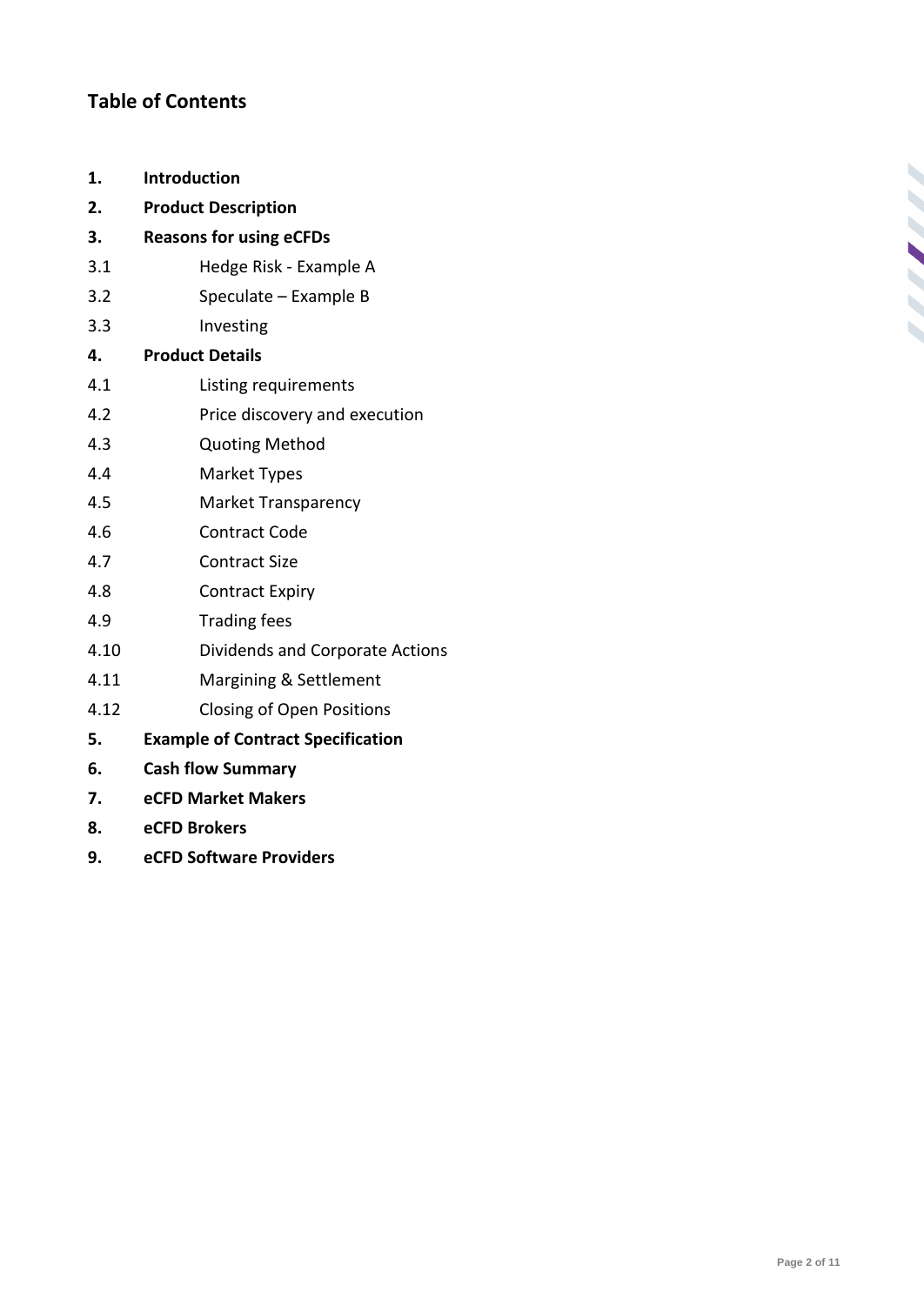## Table of Contents

**1. Introduction**

**2. Product Description**

**3. Reasons for using eCFDs**

3.1 Hedge Risk - Example A

3.2 Speculate – Example B

3.3 Investing

**4. Product Details**

4.1 Listing requirements

4.2 Price discovery and execution

4.3 Quoting Method

4.4 Market Types

4.5 Market Transparency

4.6 Contract Code

4.7 Contract Size

4.8 Contract Expiry

4.9 Trading fees

4.10 Dividends and Corporate Actions

4.11 Margining & Settlement

4.12 Closing of Open Positions

**5. Example of Contract Specification**

**6. Cash flow Summary**

**7. eCFD Market Makers**

**8. eCFD Brokers**

**9. eCFD Software Providers**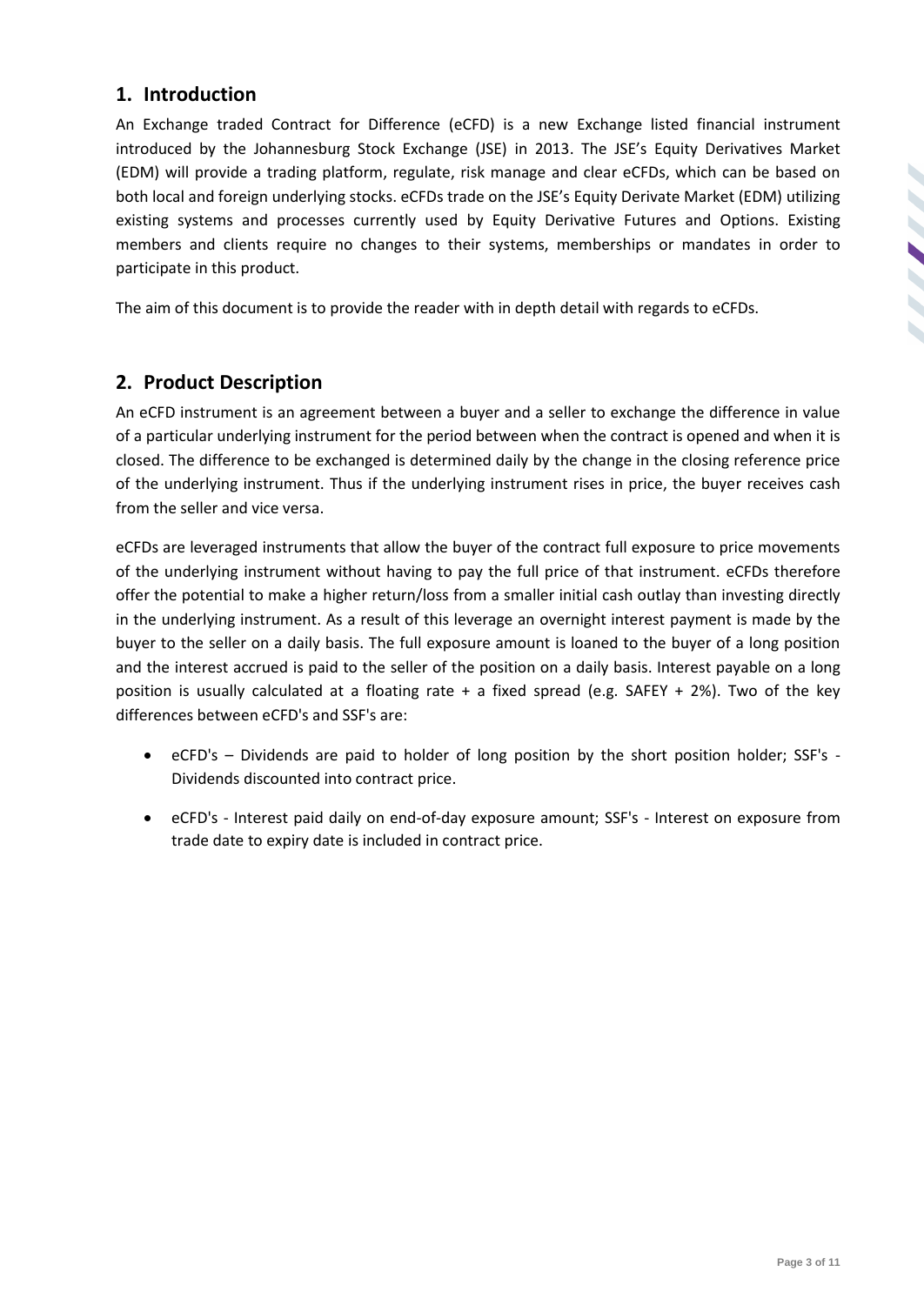## 1. Introduction

An Exchange traded Contract for Difference (eCFD) is a new Exchange listed financial instrument introduced by the Johannesburg Stock Exchange (JSE) in 2013. The JSE's Equity Derivatives Market (EDM) will provide a trading platform, regulate, risk manage and clear eCFDs, which can be based on both local and foreign underlying stocks. eCFDs trade on the JSE's Equity Derivate Market (EDM) utilizing existing systems and processes currently used by Equity Derivative Futures and Options. Existing members and clients require no changes to their systems, memberships or mandates in order to participate in this product.

The aim of this document is to provide the reader with in depth detail with regards to eCFDs.

## 2. Product Description

An eCFD instrument is an agreement between a buyer and a seller to exchange the difference in value of a particular underlying instrument for the period between when the contract is opened and when it is closed. The difference to be exchanged is determined daily by the change in the closing reference price of the underlying instrument. Thus if the underlying instrument rises in price, the buyer receives cash from the seller and vice versa.

eCFDs are leveraged instruments that allow the buyer of the contract full exposure to price movements of the underlying instrument without having to pay the full price of that instrument. eCFDs therefore offer the potential to make a higher return/loss from a smaller initial cash outlay than investing directly in the underlying instrument. As a result of this leverage an overnight interest payment is made by the buyer to the seller on a daily basis. The full exposure amount is loaned to the buyer of a long position and the interest accrued is paid to the seller of the position on a daily basis. Interest payable on a long position is usually calculated at a floating rate + a fixed spread (e.g. SAFEY + 2%). Two of the key differences between eCFD's and SSF's are:

- eCFD's – Dividends are paid to holder of long position by the short position holder; SSF's - Dividends discounted into contract price.
- eCFD's - Interest paid daily on end-of-day exposure amount; SSF's - Interest on exposure from trade date to expiry date is included in contract price.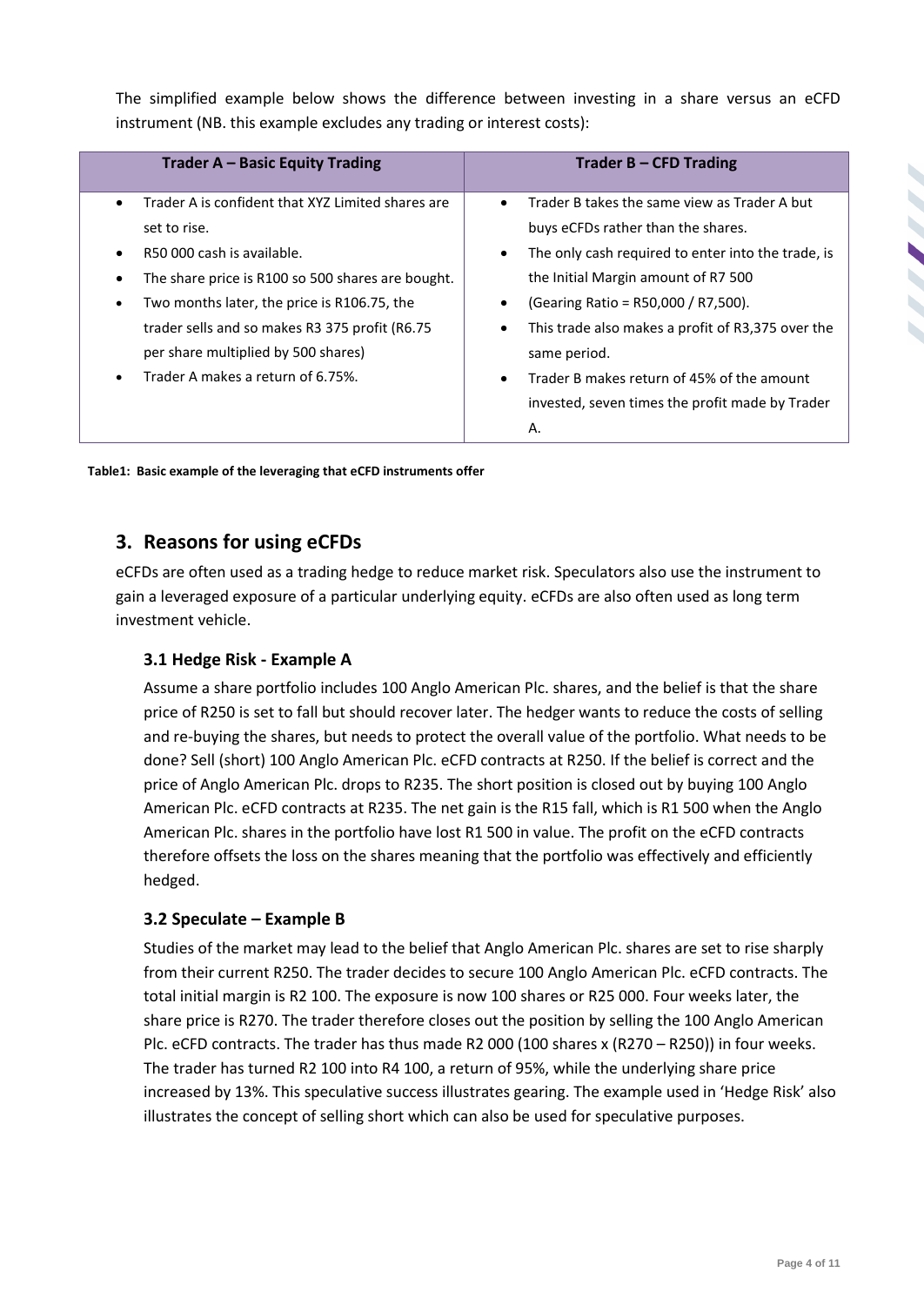The simplified example below shows the difference between investing in a share versus an eCFD instrument (NB. this example excludes any trading or interest costs):

| Trader A – Basic Equity Trading | Trader B – CFD Trading |
|---|---|
| • Trader A is confident that XYZ Limited shares are set to rise.<br>• R50 000 cash is available.<br>• The share price is R100 so 500 shares are bought.<br>• Two months later, the price is R106.75, the trader sells and so makes R3 375 profit (R6.75 per share multiplied by 500 shares)<br>• Trader A makes a return of 6.75%. | • Trader B takes the same view as Trader A but buys eCFDs rather than the shares.<br>• The only cash required to enter into the trade, is the Initial Margin amount of R7 500<br>• (Gearing Ratio = R50,000 / R7,500).<br>• This trade also makes a profit of R3,375 over the same period.<br>• Trader B makes return of 45% of the amount invested, seven times the profit made by Trader A. |

**Table1: Basic example of the leveraging that eCFD instruments offer**

## 3. Reasons for using eCFDs

eCFDs are often used as a trading hedge to reduce market risk. Speculators also use the instrument to gain a leveraged exposure of a particular underlying equity. eCFDs are also often used as long term investment vehicle.

### 3.1 Hedge Risk - Example A

Assume a share portfolio includes 100 Anglo American Plc. shares, and the belief is that the share price of R250 is set to fall but should recover later. The hedger wants to reduce the costs of selling and re-buying the shares, but needs to protect the overall value of the portfolio. What needs to be done? Sell (short) 100 Anglo American Plc. eCFD contracts at R250. If the belief is correct and the price of Anglo American Plc. drops to R235. The short position is closed out by buying 100 Anglo American Plc. eCFD contracts at R235. The net gain is the R15 fall, which is R1 500 when the Anglo American Plc. shares in the portfolio have lost R1 500 in value. The profit on the eCFD contracts therefore offsets the loss on the shares meaning that the portfolio was effectively and efficiently hedged.

### 3.2 Speculate – Example B

Studies of the market may lead to the belief that Anglo American Plc. shares are set to rise sharply from their current R250. The trader decides to secure 100 Anglo American Plc. eCFD contracts. The total initial margin is R2 100. The exposure is now 100 shares or R25 000. Four weeks later, the share price is R270. The trader therefore closes out the position by selling the 100 Anglo American Plc. eCFD contracts. The trader has thus made R2 000 (100 shares x (R270 – R250)) in four weeks. The trader has turned R2 100 into R4 100, a return of 95%, while the underlying share price increased by 13%. This speculative success illustrates gearing. The example used in 'Hedge Risk' also illustrates the concept of selling short which can also be used for speculative purposes.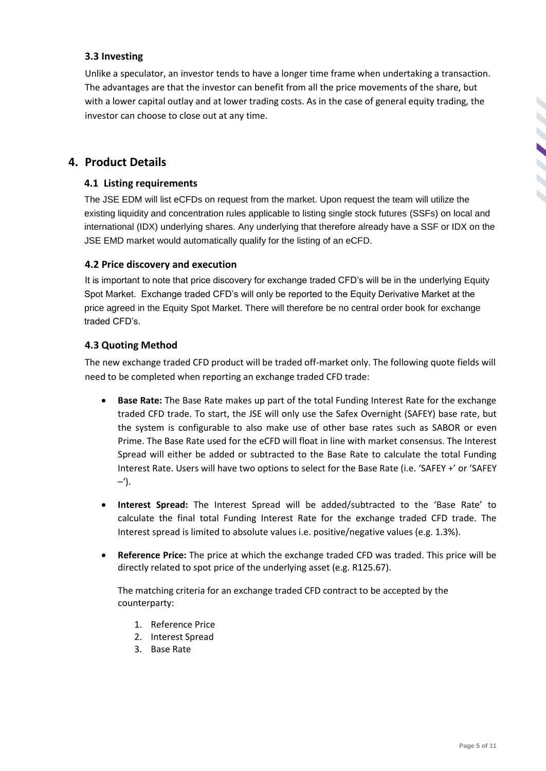### 3.3 Investing

Unlike a speculator, an investor tends to have a longer time frame when undertaking a transaction. The advantages are that the investor can benefit from all the price movements of the share, but with a lower capital outlay and at lower trading costs. As in the case of general equity trading, the investor can choose to close out at any time.

## 4. Product Details

### 4.1 Listing requirements

The JSE EDM will list eCFDs on request from the market. Upon request the team will utilize the existing liquidity and concentration rules applicable to listing single stock futures (SSFs) on local and international (IDX) underlying shares. Any underlying that therefore already have a SSF or IDX on the JSE EMD market would automatically qualify for the listing of an eCFD.

### 4.2 Price discovery and execution

It is important to note that price discovery for exchange traded CFD's will be in the underlying Equity Spot Market. Exchange traded CFD's will only be reported to the Equity Derivative Market at the price agreed in the Equity Spot Market. There will therefore be no central order book for exchange traded CFD's.

### 4.3 Quoting Method

The new exchange traded CFD product will be traded off-market only. The following quote fields will need to be completed when reporting an exchange traded CFD trade:

- **Base Rate:** The Base Rate makes up part of the total Funding Interest Rate for the exchange traded CFD trade. To start, the JSE will only use the Safex Overnight (SAFEY) base rate, but the system is configurable to also make use of other base rates such as SABOR or even Prime. The Base Rate used for the eCFD will float in line with market consensus. The Interest Spread will either be added or subtracted to the Base Rate to calculate the total Funding Interest Rate. Users will have two options to select for the Base Rate (i.e. 'SAFEY +' or 'SAFEY –').

- **Interest Spread:** The Interest Spread will be added/subtracted to the 'Base Rate' to calculate the final total Funding Interest Rate for the exchange traded CFD trade. The Interest spread is limited to absolute values i.e. positive/negative values (e.g. 1.3%).

- **Reference Price:** The price at which the exchange traded CFD was traded. This price will be directly related to spot price of the underlying asset (e.g. R125.67).

  The matching criteria for an exchange traded CFD contract to be accepted by the counterparty:

  1. Reference Price
  2. Interest Spread
  3. Base Rate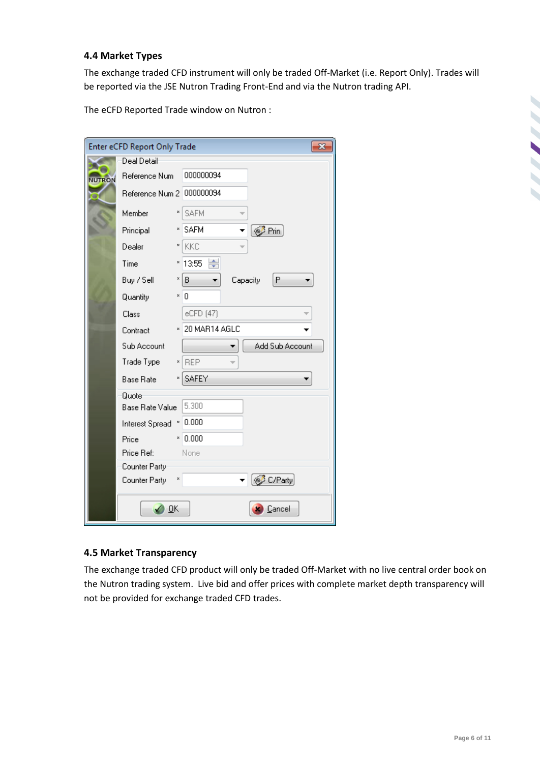### 4.4 Market Types

The exchange traded CFD instrument will only be traded Off-Market (i.e. Report Only). Trades will be reported via the JSE Nutron Trading Front-End and via the Nutron trading API.

The eCFD Reported Trade window on Nutron :

### 4.5 Market Transparency

The exchange traded CFD product will only be traded Off-Market with no live central order book on the Nutron trading system. Live bid and offer prices with complete market depth transparency will not be provided for exchange traded CFD trades.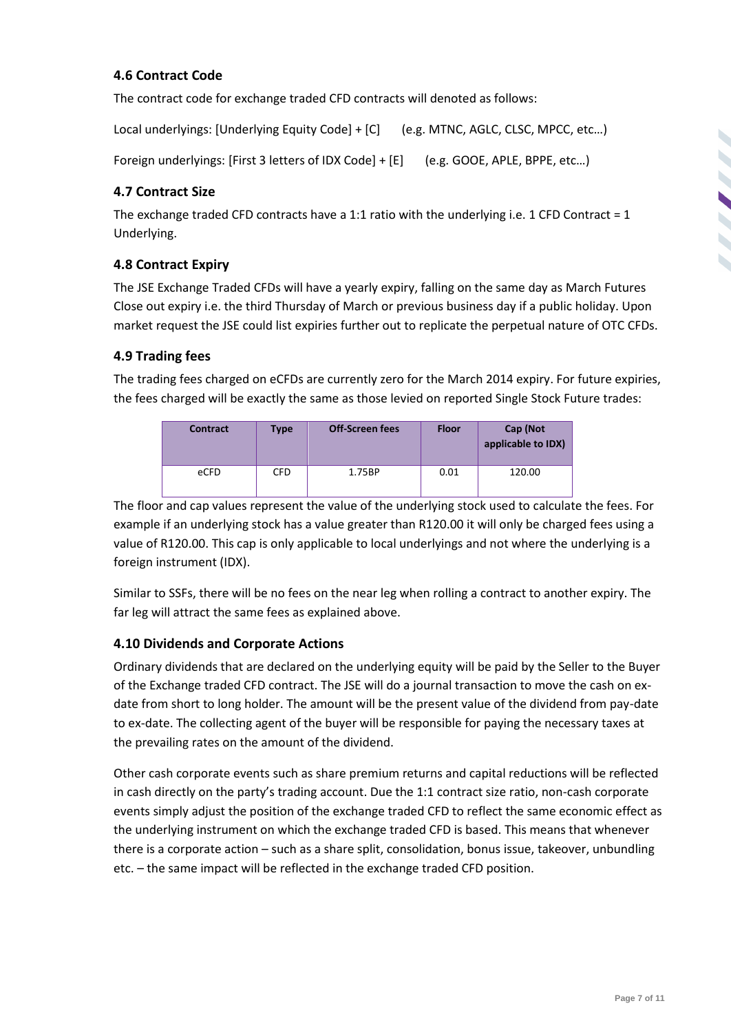### 4.6 Contract Code

The contract code for exchange traded CFD contracts will denoted as follows:

Local underlyings: [Underlying Equity Code] + [C] (e.g. MTNC, AGLC, CLSC, MPCC, etc…)

Foreign underlyings: [First 3 letters of IDX Code] + [E] (e.g. GOOE, APLE, BPPE, etc…)

### 4.7 Contract Size

The exchange traded CFD contracts have a 1:1 ratio with the underlying i.e. 1 CFD Contract = 1 Underlying.

### 4.8 Contract Expiry

The JSE Exchange Traded CFDs will have a yearly expiry, falling on the same day as March Futures Close out expiry i.e. the third Thursday of March or previous business day if a public holiday. Upon market request the JSE could list expiries further out to replicate the perpetual nature of OTC CFDs.

### 4.9 Trading fees

The trading fees charged on eCFDs are currently zero for the March 2014 expiry. For future expiries, the fees charged will be exactly the same as those levied on reported Single Stock Future trades:

| Contract | Type | Off-Screen fees | Floor | Cap (Not applicable to IDX) |
|---|---|---|---|---|
| eCFD | CFD | 1.75BP | 0.01 | 120.00 |

The floor and cap values represent the value of the underlying stock used to calculate the fees. For example if an underlying stock has a value greater than R120.00 it will only be charged fees using a value of R120.00. This cap is only applicable to local underlyings and not where the underlying is a foreign instrument (IDX).

Similar to SSFs, there will be no fees on the near leg when rolling a contract to another expiry. The far leg will attract the same fees as explained above.

### 4.10 Dividends and Corporate Actions

Ordinary dividends that are declared on the underlying equity will be paid by the Seller to the Buyer of the Exchange traded CFD contract. The JSE will do a journal transaction to move the cash on ex-date from short to long holder. The amount will be the present value of the dividend from pay-date to ex-date. The collecting agent of the buyer will be responsible for paying the necessary taxes at the prevailing rates on the amount of the dividend.

Other cash corporate events such as share premium returns and capital reductions will be reflected in cash directly on the party's trading account. Due the 1:1 contract size ratio, non-cash corporate events simply adjust the position of the exchange traded CFD to reflect the same economic effect as the underlying instrument on which the exchange traded CFD is based. This means that whenever there is a corporate action – such as a share split, consolidation, bonus issue, takeover, unbundling etc. – the same impact will be reflected in the exchange traded CFD position.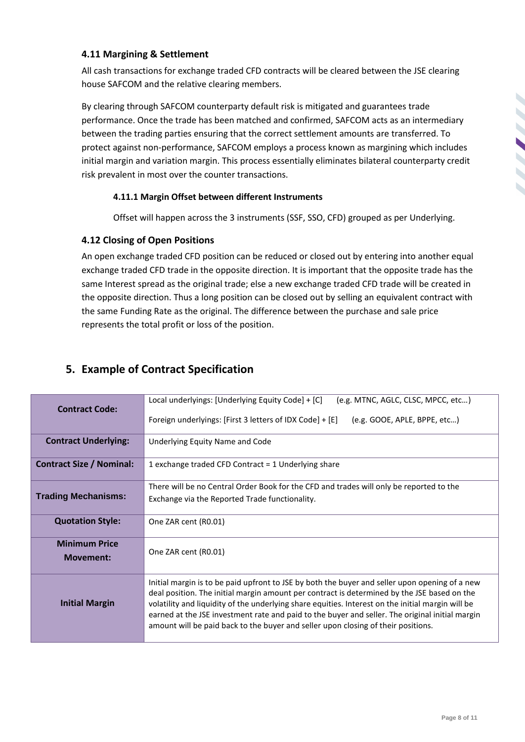### 4.11 Margining & Settlement

All cash transactions for exchange traded CFD contracts will be cleared between the JSE clearing house SAFCOM and the relative clearing members.

By clearing through SAFCOM counterparty default risk is mitigated and guarantees trade performance. Once the trade has been matched and confirmed, SAFCOM acts as an intermediary between the trading parties ensuring that the correct settlement amounts are transferred. To protect against non-performance, SAFCOM employs a process known as margining which includes initial margin and variation margin. This process essentially eliminates bilateral counterparty credit risk prevalent in most over the counter transactions.

#### 4.11.1 Margin Offset between different Instruments

Offset will happen across the 3 instruments (SSF, SSO, CFD) grouped as per Underlying.

### 4.12 Closing of Open Positions

An open exchange traded CFD position can be reduced or closed out by entering into another equal exchange traded CFD trade in the opposite direction. It is important that the opposite trade has the same Interest spread as the original trade; else a new exchange traded CFD trade will be created in the opposite direction. Thus a long position can be closed out by selling an equivalent contract with the same Funding Rate as the original. The difference between the purchase and sale price represents the total profit or loss of the position.

## 5. Example of Contract Specification

| | |
|---|---|
| **Contract Code:** | Local underlyings: [Underlying Equity Code] + [C] (e.g. MTNC, AGLC, CLSC, MPCC, etc…)<br>Foreign underlyings: [First 3 letters of IDX Code] + [E] (e.g. GOOE, APLE, BPPE, etc…) |
| **Contract Underlying:** | Underlying Equity Name and Code |
| **Contract Size / Nominal:** | 1 exchange traded CFD Contract = 1 Underlying share |
| **Trading Mechanisms:** | There will be no Central Order Book for the CFD and trades will only be reported to the Exchange via the Reported Trade functionality. |
| **Quotation Style:** | One ZAR cent (R0.01) |
| **Minimum Price Movement:** | One ZAR cent (R0.01) |
| **Initial Margin** | Initial margin is to be paid upfront to JSE by both the buyer and seller upon opening of a new deal position. The initial margin amount per contract is determined by the JSE based on the volatility and liquidity of the underlying share equities. Interest on the initial margin will be earned at the JSE investment rate and paid to the buyer and seller. The original initial margin amount will be paid back to the buyer and seller upon closing of their positions. |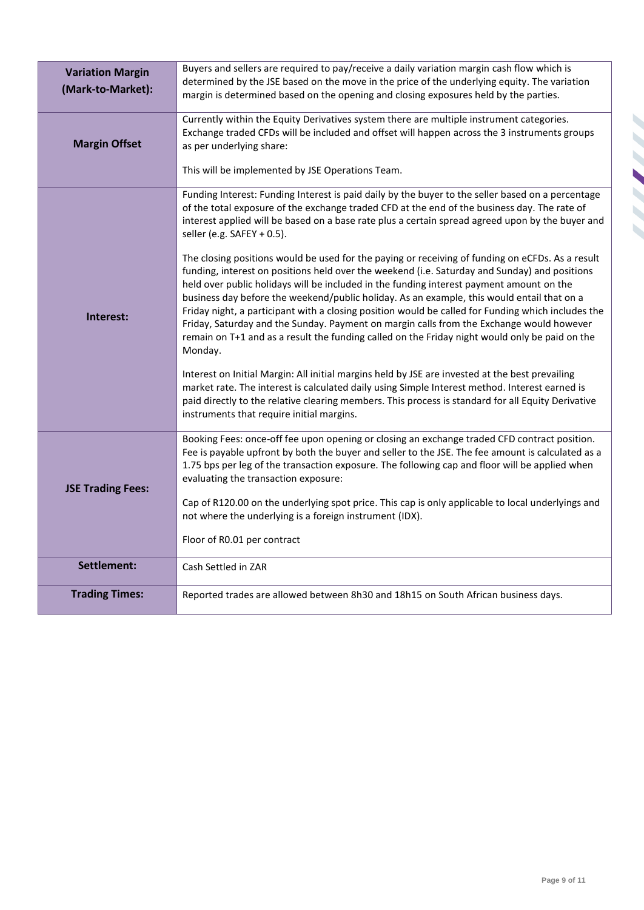| | |
|---|---|
| **Variation Margin (Mark-to-Market):** | Buyers and sellers are required to pay/receive a daily variation margin cash flow which is determined by the JSE based on the move in the price of the underlying equity. The variation margin is determined based on the opening and closing exposures held by the parties. |
| **Margin Offset** | Currently within the Equity Derivatives system there are multiple instrument categories. Exchange traded CFDs will be included and offset will happen across the 3 instruments groups as per underlying share:<br><br>This will be implemented by JSE Operations Team. |
| **Interest:** | Funding Interest: Funding Interest is paid daily by the buyer to the seller based on a percentage of the total exposure of the exchange traded CFD at the end of the business day. The rate of interest applied will be based on a base rate plus a certain spread agreed upon by the buyer and seller (e.g. SAFEY + 0.5).<br><br>The closing positions would be used for the paying or receiving of funding on eCFDs. As a result funding, interest on positions held over the weekend (i.e. Saturday and Sunday) and positions held over public holidays will be included in the funding interest payment amount on the business day before the weekend/public holiday. As an example, this would entail that on a Friday night, a participant with a closing position would be called for Funding which includes the Friday, Saturday and the Sunday. Payment on margin calls from the Exchange would however remain on T+1 and as a result the funding called on the Friday night would only be paid on the Monday.<br><br>Interest on Initial Margin: All initial margins held by JSE are invested at the best prevailing market rate. The interest is calculated daily using Simple Interest method. Interest earned is paid directly to the relative clearing members. This process is standard for all Equity Derivative instruments that require initial margins. |
| **JSE Trading Fees:** | Booking Fees: once-off fee upon opening or closing an exchange traded CFD contract position. Fee is payable upfront by both the buyer and seller to the JSE. The fee amount is calculated as a 1.75 bps per leg of the transaction exposure. The following cap and floor will be applied when evaluating the transaction exposure:<br><br>Cap of R120.00 on the underlying spot price. This cap is only applicable to local underlyings and not where the underlying is a foreign instrument (IDX).<br><br>Floor of R0.01 per contract |
| **Settlement:** | Cash Settled in ZAR |
| **Trading Times:** | Reported trades are allowed between 8h30 and 18h15 on South African business days. |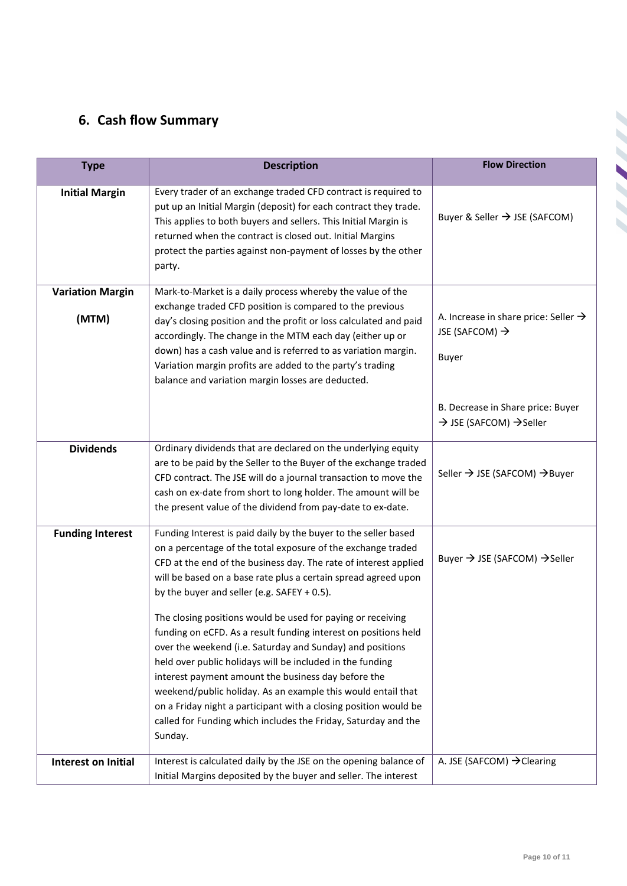## 6. Cash flow Summary

| Type | Description | Flow Direction |
|---|---|---|
| **Initial Margin** | Every trader of an exchange traded CFD contract is required to put up an Initial Margin (deposit) for each contract they trade. This applies to both buyers and sellers. This Initial Margin is returned when the contract is closed out. Initial Margins protect the parties against non-payment of losses by the other party. | Buyer & Seller → JSE (SAFCOM) |
| **Variation Margin (MTM)** | Mark-to-Market is a daily process whereby the value of the exchange traded CFD position is compared to the previous day's closing position and the profit or loss calculated and paid accordingly. The change in the MTM each day (either up or down) has a cash value and is referred to as variation margin. Variation margin profits are added to the party's trading balance and variation margin losses are deducted. | A. Increase in share price: Seller → JSE (SAFCOM) → Buyer<br><br>B. Decrease in Share price: Buyer → JSE (SAFCOM) →Seller |
| **Dividends** | Ordinary dividends that are declared on the underlying equity are to be paid by the Seller to the Buyer of the exchange traded CFD contract. The JSE will do a journal transaction to move the cash on ex-date from short to long holder. The amount will be the present value of the dividend from pay-date to ex-date. | Seller → JSE (SAFCOM) →Buyer |
| **Funding Interest** | Funding Interest is paid daily by the buyer to the seller based on a percentage of the total exposure of the exchange traded CFD at the end of the business day. The rate of interest applied will be based on a base rate plus a certain spread agreed upon by the buyer and seller (e.g. SAFEY + 0.5).<br><br>The closing positions would be used for paying or receiving funding on eCFD. As a result funding interest on positions held over the weekend (i.e. Saturday and Sunday) and positions held over public holidays will be included in the funding interest payment amount the business day before the weekend/public holiday. As an example this would entail that on a Friday night a participant with a closing position would be called for Funding which includes the Friday, Saturday and the Sunday. | Buyer → JSE (SAFCOM) →Seller |
| **Interest on Initial** | Interest is calculated daily by the JSE on the opening balance of Initial Margins deposited by the buyer and seller. The interest | A. JSE (SAFCOM) →Clearing |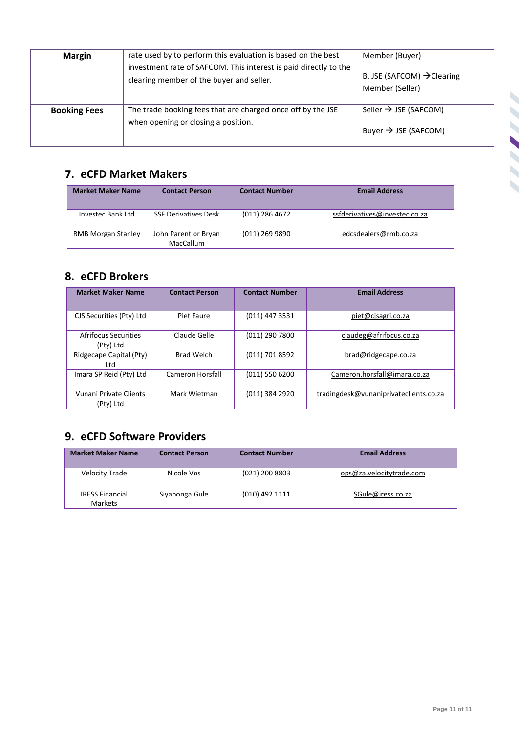| | | |
|---|---|---|
| **Margin** | rate used by to perform this evaluation is based on the best investment rate of SAFCOM. This interest is paid directly to the clearing member of the buyer and seller. | Member (Buyer)<br><br>B. JSE (SAFCOM) →Clearing Member (Seller) |
| **Booking Fees** | The trade booking fees that are charged once off by the JSE when opening or closing a position. | Seller → JSE (SAFCOM)<br><br>Buyer → JSE (SAFCOM) |

## 7. eCFD Market Makers

| Market Maker Name | Contact Person | Contact Number | Email Address |
|---|---|---|---|
| Investec Bank Ltd | SSF Derivatives Desk | (011) 286 4672 | ssfderivatives@investec.co.za |
| RMB Morgan Stanley | John Parent or Bryan MacCallum | (011) 269 9890 | edcsdealers@rmb.co.za |

## 8. eCFD Brokers

| Market Maker Name | Contact Person | Contact Number | Email Address |
|---|---|---|---|
| CJS Securities (Pty) Ltd | Piet Faure | (011) 447 3531 | piet@cjsagri.co.za |
| Afrifocus Securities (Pty) Ltd | Claude Gelle | (011) 290 7800 | claudeg@afrifocus.co.za |
| Ridgecape Capital (Pty) Ltd | Brad Welch | (011) 701 8592 | brad@ridgecape.co.za |
| Imara SP Reid (Pty) Ltd | Cameron Horsfall | (011) 550 6200 | Cameron.horsfall@imara.co.za |
| Vunani Private Clients (Pty) Ltd | Mark Wietman | (011) 384 2920 | tradingdesk@vunaniprivateclients.co.za |

## 9. eCFD Software Providers

| Market Maker Name | Contact Person | Contact Number | Email Address |
|---|---|---|---|
| Velocity Trade | Nicole Vos | (021) 200 8803 | ops@za.velocitytrade.com |
| IRESS Financial Markets | Siyabonga Gule | (010) 492 1111 | SGule@iress.co.za |